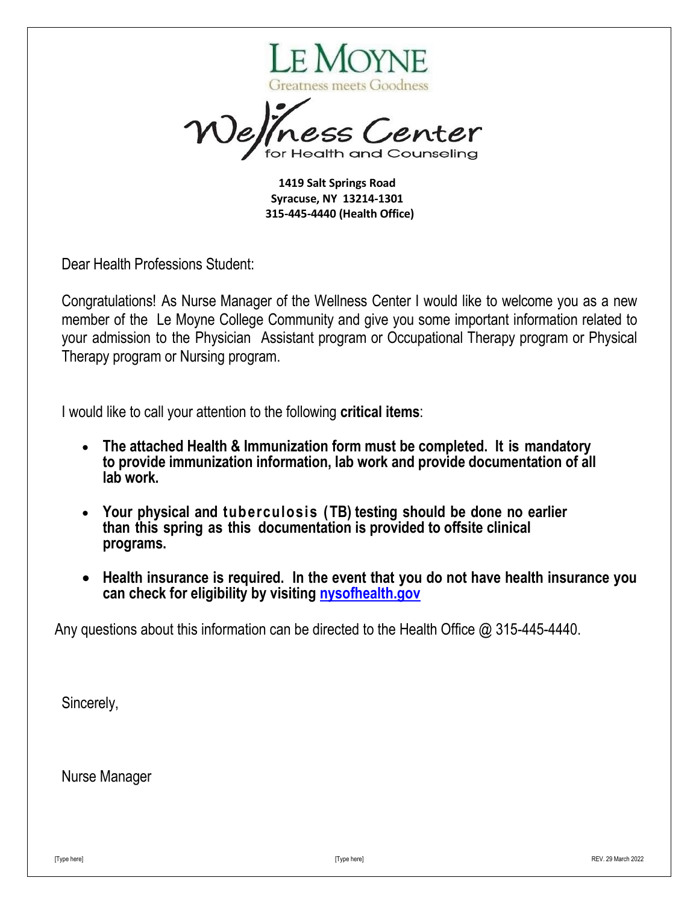# LE MOYNE

Greatness meets Goodness

## Wellness Center

for Health and Counseling

**1419 Salt Springs Road**
**Syracuse, NY 13214-1301**
**315-445-4440 (Health Office)**

Dear Health Professions Student:

Congratulations! As Nurse Manager of the Wellness Center I would like to welcome you as a new member of the Le Moyne College Community and give you some important information related to your admission to the Physician Assistant program or Occupational Therapy program or Physical Therapy program or Nursing program.

I would like to call your attention to the following **critical items**:

- **The attached Health & Immunization form must be completed. It is mandatory to provide immunization information, lab work and provide documentation of all lab work.**
- **Your physical and tuberculosis (TB) testing should be done no earlier than this spring as this documentation is provided to offsite clinical programs.**
- **Health insurance is required. In the event that you do not have health insurance you can check for eligibility by visiting [nysofhealth.gov](nysofhealth.gov)**

Any questions about this information can be directed to the Health Office @ 315-445-4440.

Sincerely,

Nurse Manager

REV. 29 March 2022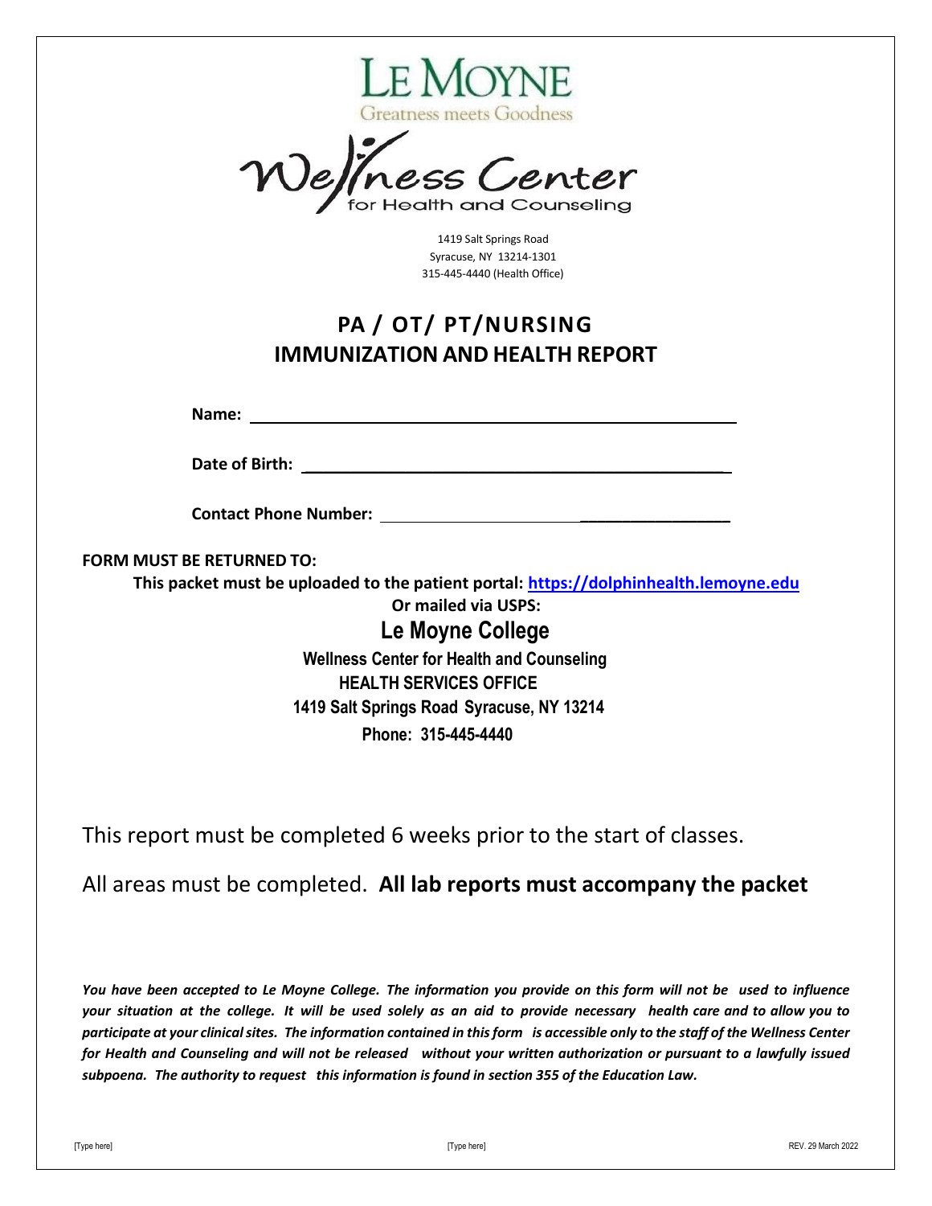LE MOYNE

Greatness meets Goodness

Wellness Center

for Health and Counseling

1419 Salt Springs Road
Syracuse, NY 13214-1301
315-445-4440 (Health Office)

# PA / OT/ PT/NURSING
# IMMUNIZATION AND HEALTH REPORT

**Name:** ______________________________________________

**Date of Birth:** ______________________________________________

**Contact Phone Number:** ______________________________________________

**FORM MUST BE RETURNED TO:**

**This packet must be uploaded to the patient portal: [https://dolphinhealth.lemoyne.edu](https://dolphinhealth.lemoyne.edu)**

**Or mailed via USPS:**

**Le Moyne College**

**Wellness Center for Health and Counseling**

**HEALTH SERVICES OFFICE**

**1419 Salt Springs Road Syracuse, NY 13214**

**Phone: 315-445-4440**

This report must be completed 6 weeks prior to the start of classes.

All areas must be completed. **All lab reports must accompany the packet**

***You have been accepted to Le Moyne College. The information you provide on this form will not be used to influence your situation at the college. It will be used solely as an aid to provide necessary health care and to allow you to participate at your clinical sites. The information contained in this form is accessible only to the staff of the Wellness Center for Health and Counseling and will not be released without your written authorization or pursuant to a lawfully issued subpoena. The authority to request this information is found in section 355 of the Education Law.***

[Type here] [Type here] REV. 29 March 2022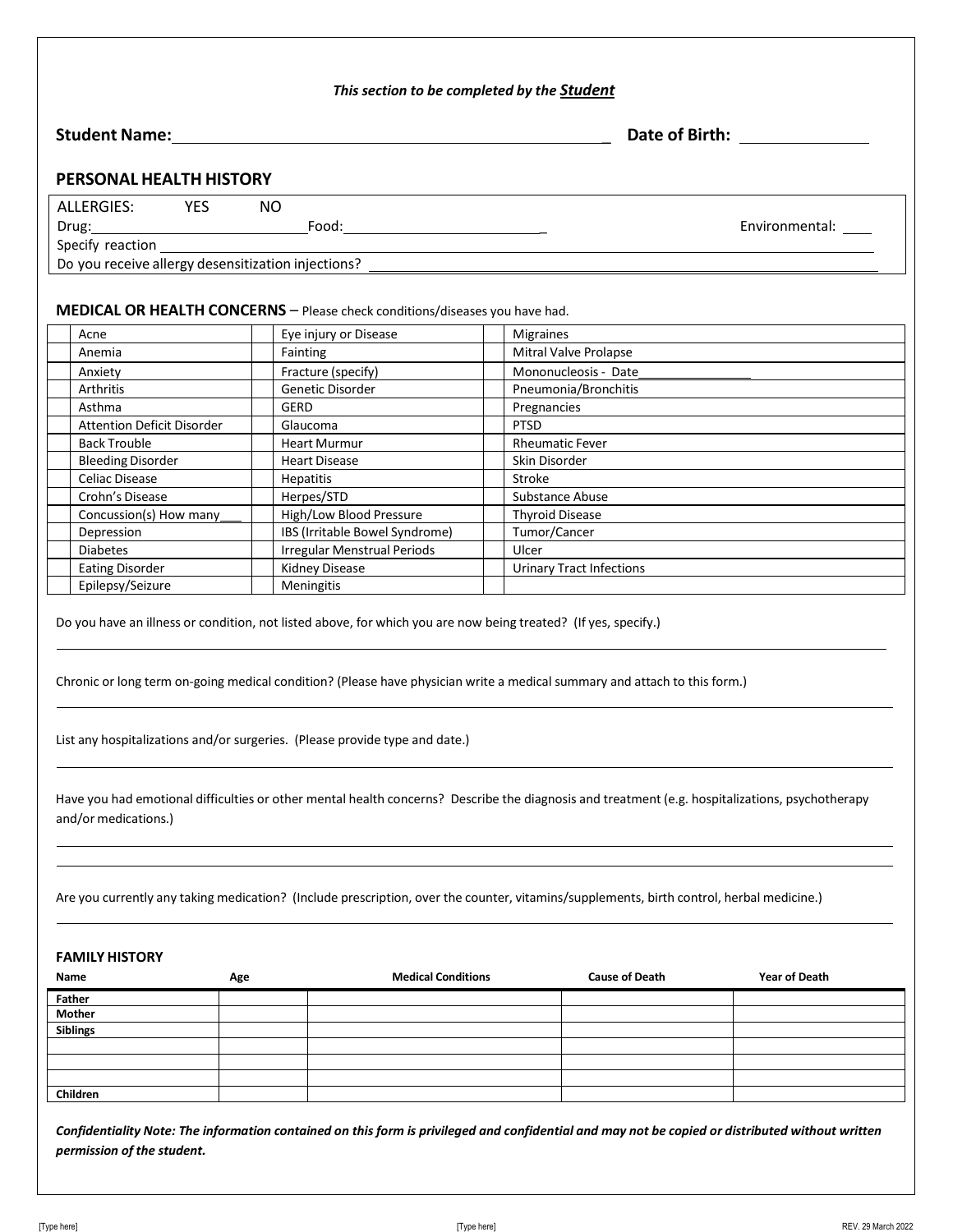*This section to be completed by the **Student***

**Student Name:** ______________________________ **Date of Birth:** ______________

## PERSONAL HEALTH HISTORY

ALLERGIES: YES NO

Drug: ____________________ Food: ____________________ Environmental: ____

Specify reaction ____________________________________________

Do you receive allergy desensitization injections? ____________________________

### MEDICAL OR HEALTH CONCERNS – Please check conditions/diseases you have had.

| | Condition | | Condition | | Condition |
|---|---|---|---|---|---|
| | Acne | | Eye injury or Disease | | Migraines |
| | Anemia | | Fainting | | Mitral Valve Prolapse |
| | Anxiety | | Fracture (specify) | | Mononucleosis - Date______________ |
| | Arthritis | | Genetic Disorder | | Pneumonia/Bronchitis |
| | Asthma | | GERD | | Pregnancies |
| | Attention Deficit Disorder | | Glaucoma | | PTSD |
| | Back Trouble | | Heart Murmur | | Rheumatic Fever |
| | Bleeding Disorder | | Heart Disease | | Skin Disorder |
| | Celiac Disease | | Hepatitis | | Stroke |
| | Crohn's Disease | | Herpes/STD | | Substance Abuse |
| | Concussion(s) How many___ | | High/Low Blood Pressure | | Thyroid Disease |
| | Depression | | IBS (Irritable Bowel Syndrome) | | Tumor/Cancer |
| | Diabetes | | Irregular Menstrual Periods | | Ulcer |
| | Eating Disorder | | Kidney Disease | | Urinary Tract Infections |
| | Epilepsy/Seizure | | Meningitis | | |

Do you have an illness or condition, not listed above, for which you are now being treated? (If yes, specify.)

______________________________________________________________

Chronic or long term on-going medical condition? (Please have physician write a medical summary and attach to this form.)

______________________________________________________________

List any hospitalizations and/or surgeries. (Please provide type and date.)

______________________________________________________________

Have you had emotional difficulties or other mental health concerns? Describe the diagnosis and treatment (e.g. hospitalizations, psychotherapy and/or medications.)

______________________________________________________________

______________________________________________________________

Are you currently any taking medication? (Include prescription, over the counter, vitamins/supplements, birth control, herbal medicine.)

______________________________________________________________

### FAMILY HISTORY

| Name | Age | Medical Conditions | Cause of Death | Year of Death |
|---|---|---|---|---|
| **Father** | | | | |
| **Mother** | | | | |
| **Siblings** | | | | |
| | | | | |
| | | | | |
| | | | | |
| **Children** | | | | |

***Confidentiality Note: The information contained on this form is privileged and confidential and may not be copied or distributed without written permission of the student.***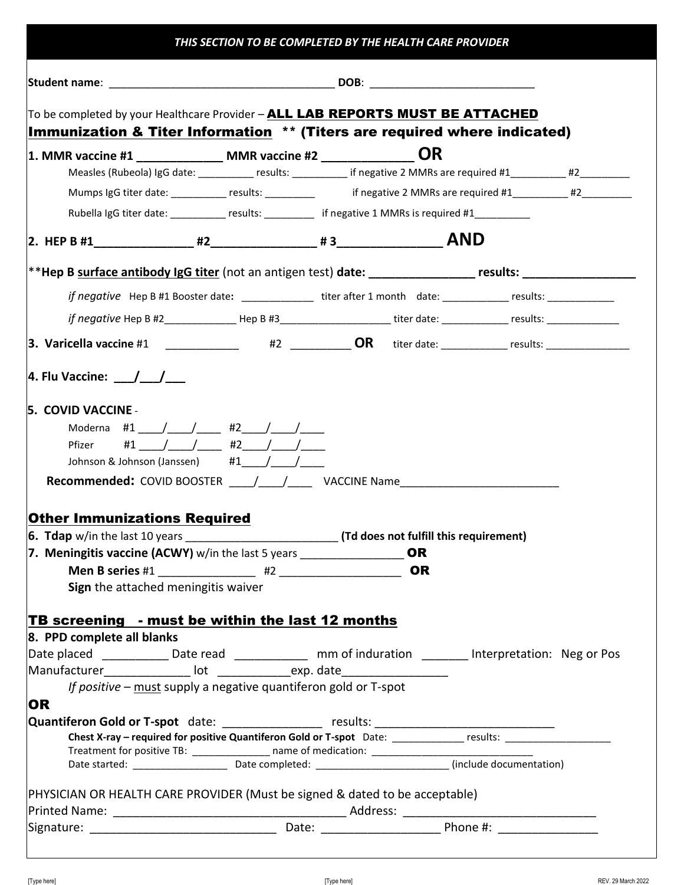## *THIS SECTION TO BE COMPLETED BY THE HEALTH CARE PROVIDER*

**Student name**: ____________________________________ **DOB**: ___________________________

To be completed by your Healthcare Provider – **ALL LAB REPORTS MUST BE ATTACHED**

**Immunization & Titer Information** **** (Titers are required where indicated)**

**1. MMR vaccine #1 ____________ MMR vaccine #2 _____________ OR**

Measles (Rubeola) IgG date: __________ results: __________ if negative 2 MMRs are required #1__________ #2_________

Mumps IgG titer date: __________ results: _________ if negative 2 MMRs are required #1__________ #2_________

Rubella IgG titer date: __________ results: _________ if negative 1 MMRs is required #1__________

**2. HEP B #1______________ #2_______________ # 3______________ AND**

**Hep B surface antibody IgG titer** (not an antigen test) **date: _______________ results: ________________**

*if negative* Hep B #1 Booster date**:** _____________ titer after 1 month date: ____________ results: ____________

*if negative* Hep B #2_____________ Hep B #3____________________ titer date: ____________ results: _____________

**3. Varicella vaccine** #1 ____________ #2 _________ **OR** titer date: ____________ results: _______________

**4. Flu Vaccine: ___/___/___**

**5. COVID VACCINE** -

Moderna #1 ____/____/____ #2____/____/____

Pfizer #1 ____/____/____ #2____/____/____

Johnson & Johnson (Janssen) #1____/____/____

**Recommended:** COVID BOOSTER ____/____/____ VACCINE Name_________________________

## Other Immunizations Required

**6. Tdap** w/in the last 10 years ________________________ **(Td does not fulfill this requirement)**

**7. Meningitis vaccine (ACWY)** w/in the last 5 years ________________ **OR**

**Men B series** #1 _______________ #2 __________________ **OR**

**Sign** the attached meningitis waiver

## TB screening - must be within the last 12 months

**8. PPD complete all blanks**

Date placed __________ Date read ___________ mm of induration _______ Interpretation: Neg or Pos

Manufacturer_____________ lot ___________exp. date________________

*If positive* – must supply a negative quantiferon gold or T-spot

**OR**

**Quantiferon Gold or T-spot** date: _______________ results: ___________________________

**Chest X-ray – required for positive Quantiferon Gold or T-spot** Date: _____________ results: ___________________

Treatment for positive TB: ______________ name of medication: ______________________________

Date started: _________________ Date completed: ________________________ (include documentation)

PHYSICIAN OR HEALTH CARE PROVIDER (Must be signed & dated to be acceptable)

Printed Name: ___________________________________ Address: ______________________________

Signature: ____________________________ Date: _________________ Phone #: _______________

REV. 29 March 2022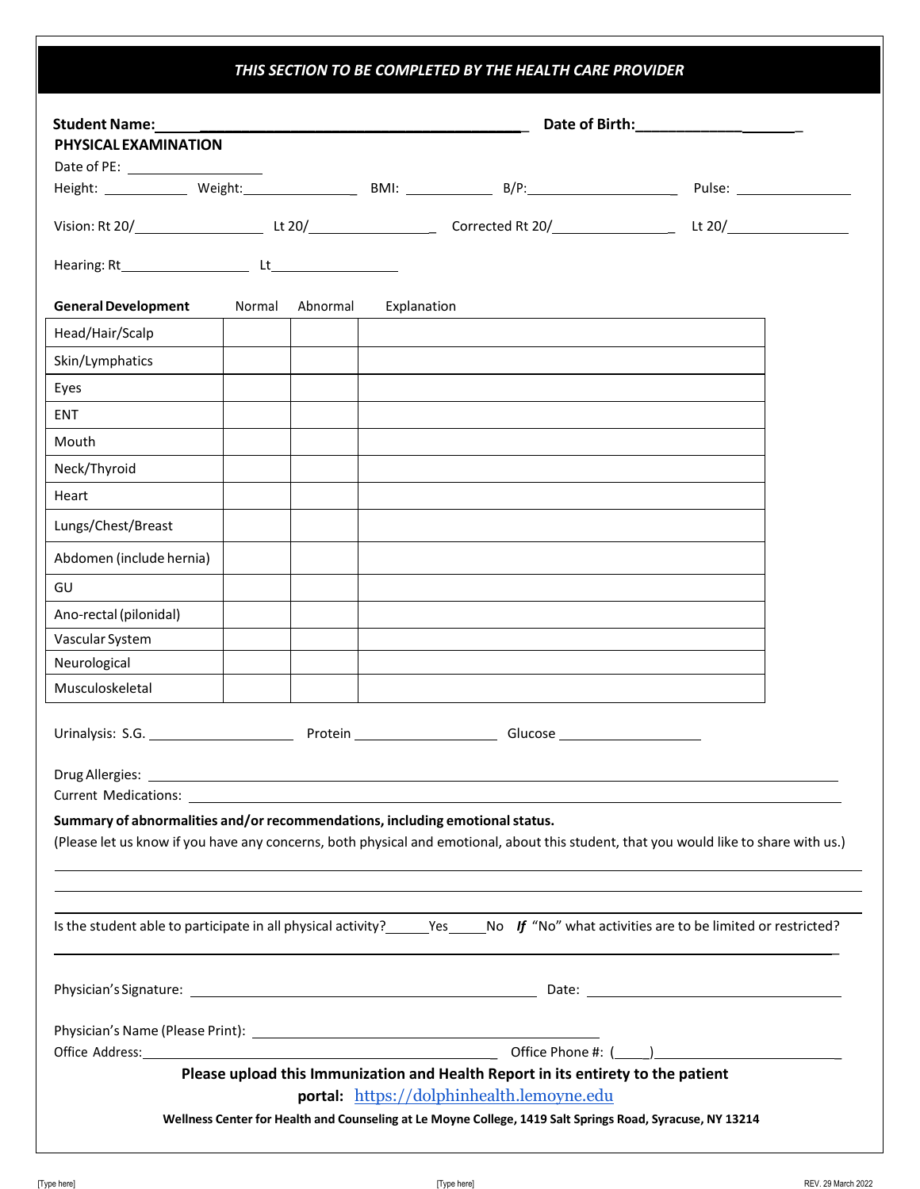## THIS SECTION TO BE COMPLETED BY THE HEALTH CARE PROVIDER

**Student Name:**\_\_\_\_\_\_\_\_\_\_\_\_\_\_\_\_\_\_\_\_\_\_\_\_\_\_\_\_\_\_\_\_\_\_\_\_\_\_\_\_\_\_\_\_\_\_ **Date of Birth:**\_\_\_\_\_\_\_\_\_\_\_\_\_\_\_\_\_\_\_\_\_

**PHYSICAL EXAMINATION**

Date of PE: \_\_\_\_\_\_\_\_\_\_\_\_\_\_\_\_\_\_

Height: \_\_\_\_\_\_\_\_\_\_\_\_ Weight:\_\_\_\_\_\_\_\_\_\_\_\_\_\_\_\_ BMI: \_\_\_\_\_\_\_\_\_\_\_\_ B/P:\_\_\_\_\_\_\_\_\_\_\_\_\_\_\_\_\_\_\_\_ Pulse: \_\_\_\_\_\_\_\_\_\_\_\_\_\_\_\_

Vision: Rt 20/\_\_\_\_\_\_\_\_\_\_\_\_\_\_\_\_\_\_ Lt 20/\_\_\_\_\_\_\_\_\_\_\_\_\_\_\_\_\_\_ Corrected Rt 20/\_\_\_\_\_\_\_\_\_\_\_\_\_\_\_\_\_\_ Lt 20/\_\_\_\_\_\_\_\_\_\_\_\_\_\_\_\_\_\_

Hearing: Rt\_\_\_\_\_\_\_\_\_\_\_\_\_\_\_\_\_\_ Lt\_\_\_\_\_\_\_\_\_\_\_\_\_\_\_\_\_\_

| **General Development** | Normal | Abnormal | Explanation |
|---|---|---|---|
| Head/Hair/Scalp | | | |
| Skin/Lymphatics | | | |
| Eyes | | | |
| ENT | | | |
| Mouth | | | |
| Neck/Thyroid | | | |
| Heart | | | |
| Lungs/Chest/Breast | | | |
| Abdomen (include hernia) | | | |
| GU | | | |
| Ano-rectal (pilonidal) | | | |
| Vascular System | | | |
| Neurological | | | |
| Musculoskeletal | | | |

Urinalysis: S.G. \_\_\_\_\_\_\_\_\_\_\_\_\_\_\_\_\_\_ Protein \_\_\_\_\_\_\_\_\_\_\_\_\_\_\_\_\_\_ Glucose \_\_\_\_\_\_\_\_\_\_\_\_\_\_\_\_\_\_

Drug Allergies: \_\_\_\_\_\_\_\_\_\_\_\_\_\_\_\_\_\_\_\_\_\_\_\_\_\_\_\_\_\_\_\_\_\_\_\_\_\_\_\_\_\_\_\_\_\_\_\_\_\_\_\_\_\_\_\_\_\_\_\_

Current Medications: \_\_\_\_\_\_\_\_\_\_\_\_\_\_\_\_\_\_\_\_\_\_\_\_\_\_\_\_\_\_\_\_\_\_\_\_\_\_\_\_\_\_\_\_\_\_\_\_\_\_\_\_\_\_\_\_\_\_\_\_

**Summary of abnormalities and/or recommendations, including emotional status.**
(Please let us know if you have any concerns, both physical and emotional, about this student, that you would like to share with us.)

\_\_\_\_\_\_\_\_\_\_\_\_\_\_\_\_\_\_\_\_\_\_\_\_\_\_\_\_\_\_\_\_\_\_\_\_\_\_\_\_\_\_\_\_\_\_\_\_\_\_\_\_\_\_\_\_\_\_\_\_\_\_\_\_\_\_\_\_\_\_\_\_\_\_\_\_

\_\_\_\_\_\_\_\_\_\_\_\_\_\_\_\_\_\_\_\_\_\_\_\_\_\_\_\_\_\_\_\_\_\_\_\_\_\_\_\_\_\_\_\_\_\_\_\_\_\_\_\_\_\_\_\_\_\_\_\_\_\_\_\_\_\_\_\_\_\_\_\_\_\_\_\_

\_\_\_\_\_\_\_\_\_\_\_\_\_\_\_\_\_\_\_\_\_\_\_\_\_\_\_\_\_\_\_\_\_\_\_\_\_\_\_\_\_\_\_\_\_\_\_\_\_\_\_\_\_\_\_\_\_\_\_\_\_\_\_\_\_\_\_\_\_\_\_\_\_\_\_\_

Is the student able to participate in all physical activity?\_\_\_\_\_\_Yes\_\_\_\_\_No ***If*** "No" what activities are to be limited or restricted?

\_\_\_\_\_\_\_\_\_\_\_\_\_\_\_\_\_\_\_\_\_\_\_\_\_\_\_\_\_\_\_\_\_\_\_\_\_\_\_\_\_\_\_\_\_\_\_\_\_\_\_\_\_\_\_\_\_\_\_\_\_\_\_\_\_\_\_\_\_\_\_\_\_\_\_\_

Physician's Signature: \_\_\_\_\_\_\_\_\_\_\_\_\_\_\_\_\_\_\_\_\_\_\_\_\_\_\_\_\_\_\_\_\_\_\_\_\_\_\_\_ Date: \_\_\_\_\_\_\_\_\_\_\_\_\_\_\_\_\_\_\_\_\_\_\_\_\_\_\_\_

Physician's Name (Please Print): \_\_\_\_\_\_\_\_\_\_\_\_\_\_\_\_\_\_\_\_\_\_\_\_\_\_\_\_\_\_\_\_\_\_\_\_\_\_\_\_

Office Address:\_\_\_\_\_\_\_\_\_\_\_\_\_\_\_\_\_\_\_\_\_\_\_\_\_\_\_\_\_\_\_\_\_\_\_\_\_\_\_\_ Office Phone #: (\_\_\_\_\_)\_\_\_\_\_\_\_\_\_\_\_\_\_\_\_\_\_\_\_\_\_\_\_\_

**Please upload this Immunization and Health Report in its entirety to the patient portal:** https://dolphinhealth.lemoyne.edu

**Wellness Center for Health and Counseling at Le Moyne College, 1419 Salt Springs Road, Syracuse, NY 13214**

[Type here] [Type here] REV. 29 March 2022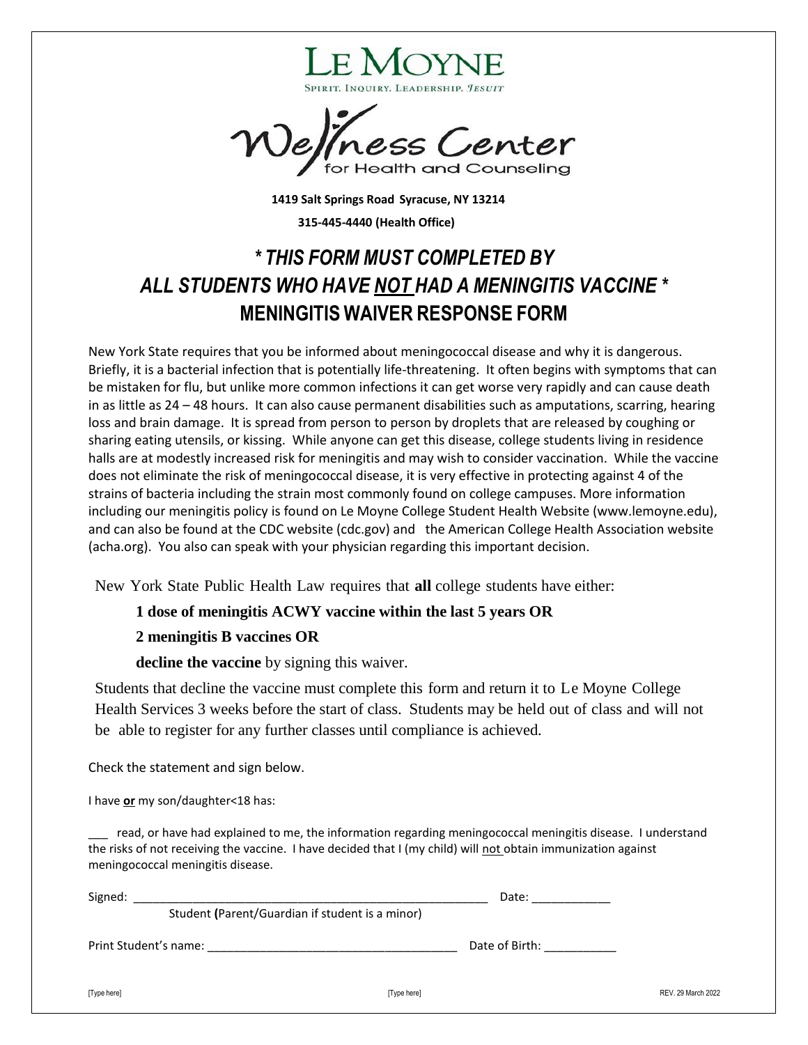LE MOYNE

SPIRIT. INQUIRY. LEADERSHIP. *JESUIT*

Wellness Center

for Health and Counseling

**1419 Salt Springs Road Syracuse, NY 13214**

**315-445-4440 (Health Office)**

# *\* THIS FORM MUST COMPLETED BY ALL STUDENTS WHO HAVE NOT HAD A MENINGITIS VACCINE \**

# MENINGITIS WAIVER RESPONSE FORM

New York State requires that you be informed about meningococcal disease and why it is dangerous. Briefly, it is a bacterial infection that is potentially life-threatening. It often begins with symptoms that can be mistaken for flu, but unlike more common infections it can get worse very rapidly and can cause death in as little as 24 – 48 hours. It can also cause permanent disabilities such as amputations, scarring, hearing loss and brain damage. It is spread from person to person by droplets that are released by coughing or sharing eating utensils, or kissing. While anyone can get this disease, college students living in residence halls are at modestly increased risk for meningitis and may wish to consider vaccination. While the vaccine does not eliminate the risk of meningococcal disease, it is very effective in protecting against 4 of the strains of bacteria including the strain most commonly found on college campuses. More information including our meningitis policy is found on Le Moyne College Student Health Website (www.lemoyne.edu), and can also be found at the CDC website (cdc.gov) and the American College Health Association website (acha.org). You also can speak with your physician regarding this important decision.

New York State Public Health Law requires that **all** college students have either:

**1 dose of meningitis ACWY vaccine within the last 5 years OR**

**2 meningitis B vaccines OR**

**decline the vaccine** by signing this waiver.

Students that decline the vaccine must complete this form and return it to Le Moyne College Health Services 3 weeks before the start of class. Students may be held out of class and will not be able to register for any further classes until compliance is achieved.

Check the statement and sign below.

I have **or** my son/daughter<18 has:

\_\_\_ read, or have had explained to me, the information regarding meningococcal meningitis disease. I understand the risks of not receiving the vaccine. I have decided that I (my child) will not obtain immunization against meningococcal meningitis disease.

Signed: \_\_\_\_\_\_\_\_\_\_\_\_\_\_\_\_\_\_\_\_\_\_\_\_\_\_\_\_\_\_\_\_\_\_\_\_\_\_\_\_ Date: \_\_\_\_\_\_\_\_\_\_\_\_

Student **(**Parent/Guardian if student is a minor)

Print Student's name: \_\_\_\_\_\_\_\_\_\_\_\_\_\_\_\_\_\_\_\_\_\_\_\_\_\_\_\_\_\_\_\_ Date of Birth: \_\_\_\_\_\_\_\_\_\_\_

[Type here] [Type here] REV. 29 March 2022